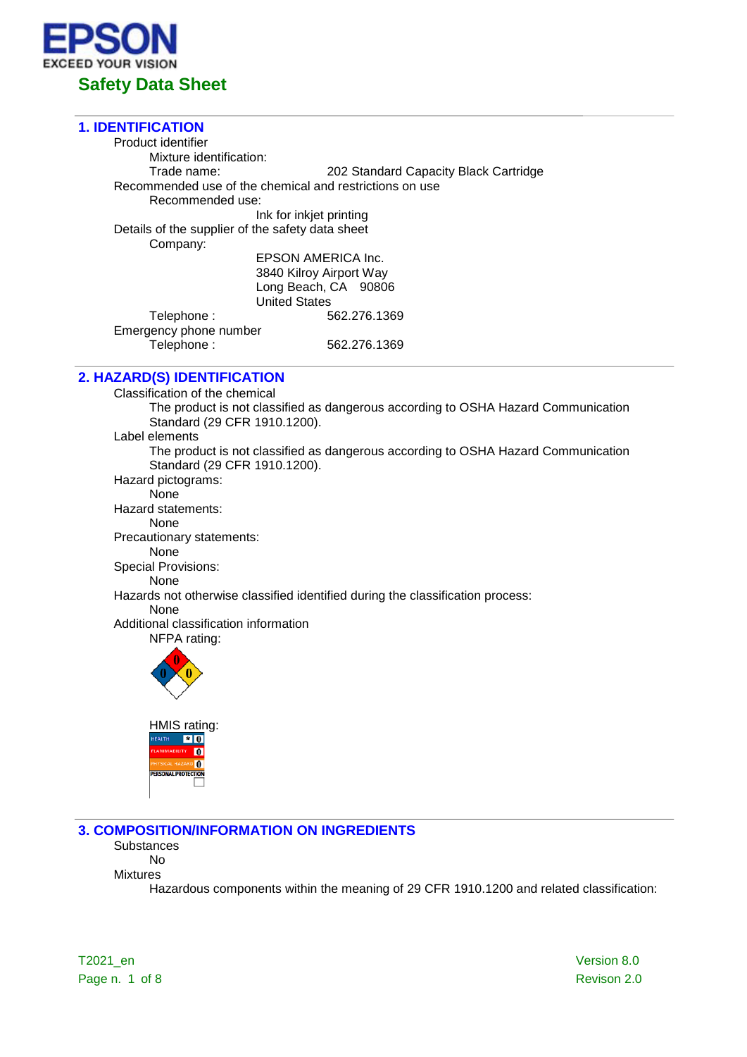EPSON
EXCEED YOUR VISION

# Safety Data Sheet

## 1. IDENTIFICATION

Product identifier

Mixture identification:

Trade name: 202 Standard Capacity Black Cartridge

Recommended use of the chemical and restrictions on use

Recommended use:

Ink for inkjet printing

Details of the supplier of the safety data sheet

Company:

EPSON AMERICA Inc.
3840 Kilroy Airport Way
Long Beach, CA 90806
United States

Telephone : 562.276.1369

Emergency phone number

Telephone : 562.276.1369

## 2. HAZARD(S) IDENTIFICATION

Classification of the chemical

The product is not classified as dangerous according to OSHA Hazard Communication Standard (29 CFR 1910.1200).

Label elements

The product is not classified as dangerous according to OSHA Hazard Communication Standard (29 CFR 1910.1200).

Hazard pictograms:

None

Hazard statements:

None

Precautionary statements:

None

Special Provisions:

None

Hazards not otherwise classified identified during the classification process:

None

Additional classification information

NFPA rating:

0 0 0

HMIS rating:

| HMIS | | |
|---|---|---|
| HEALTH | * | 0 |
| FLAMMABILITY | | 0 |
| PHYSICAL HAZARD | | 0 |
| PERSONAL PROTECTION | | |

## 3. COMPOSITION/INFORMATION ON INGREDIENTS

Substances

No

Mixtures

Hazardous components within the meaning of 29 CFR 1910.1200 and related classification:

T2021_en

Version 8.0
Revison 2.0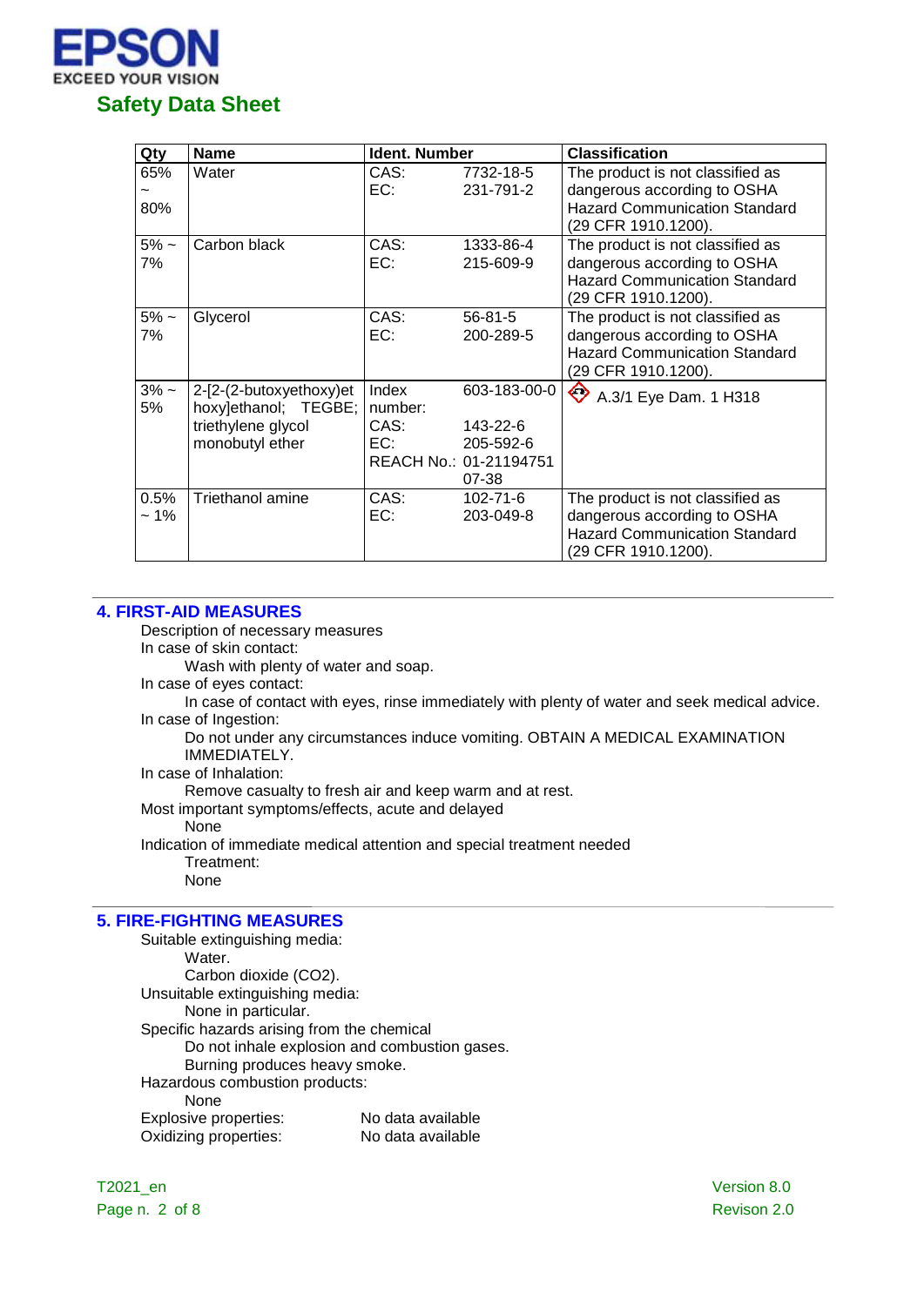| Qty | Name | Ident. Number | | Classification |
|---|---|---|---|---|
| 65% ~ 80% | Water | CAS:<br>EC: | 7732-18-5<br>231-791-2 | The product is not classified as dangerous according to OSHA Hazard Communication Standard (29 CFR 1910.1200). |
| 5% ~ 7% | Carbon black | CAS:<br>EC: | 1333-86-4<br>215-609-9 | The product is not classified as dangerous according to OSHA Hazard Communication Standard (29 CFR 1910.1200). |
| 5% ~ 7% | Glycerol | CAS:<br>EC: | 56-81-5<br>200-289-5 | The product is not classified as dangerous according to OSHA Hazard Communication Standard (29 CFR 1910.1200). |
| 3% ~ 5% | 2-[2-(2-butoxyethoxy)ethoxy]ethanol; TEGBE; triethylene glycol monobutyl ether | Index number:<br>CAS:<br>EC:<br>REACH No.: | 603-183-00-0<br>143-22-6<br>205-592-6<br>01-2119475107-38 | A.3/1 Eye Dam. 1 H318 |
| 0.5% ~ 1% | Triethanol amine | CAS:<br>EC: | 102-71-6<br>203-049-8 | The product is not classified as dangerous according to OSHA Hazard Communication Standard (29 CFR 1910.1200). |

## 4. FIRST-AID MEASURES

Description of necessary measures

In case of skin contact:

Wash with plenty of water and soap.

In case of eyes contact:

In case of contact with eyes, rinse immediately with plenty of water and seek medical advice.

In case of Ingestion:

Do not under any circumstances induce vomiting. OBTAIN A MEDICAL EXAMINATION IMMEDIATELY.

In case of Inhalation:

Remove casualty to fresh air and keep warm and at rest.

Most important symptoms/effects, acute and delayed

None

Indication of immediate medical attention and special treatment needed

Treatment:

None

## 5. FIRE-FIGHTING MEASURES

Suitable extinguishing media:

Water.

Carbon dioxide ($CO_2$).

Unsuitable extinguishing media:

None in particular.

Specific hazards arising from the chemical

Do not inhale explosion and combustion gases.

Burning produces heavy smoke.

Hazardous combustion products:

None

Explosive properties: No data available

Oxidizing properties: No data available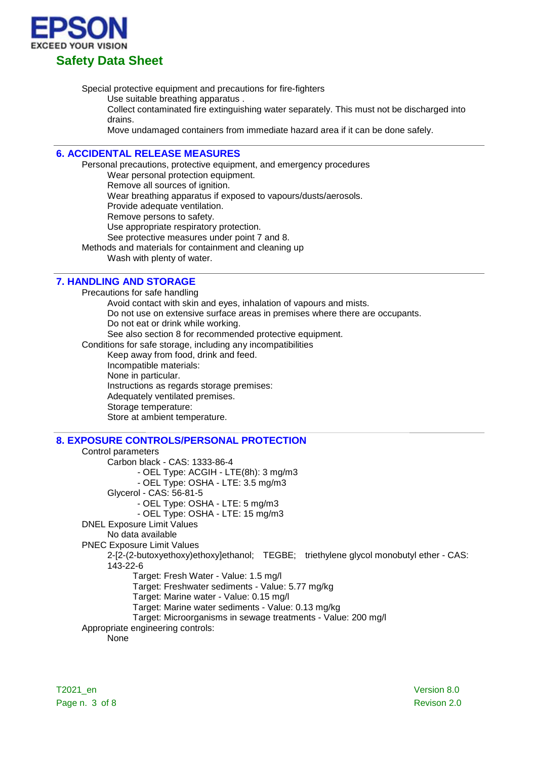Special protective equipment and precautions for fire-fighters

Use suitable breathing apparatus .

Collect contaminated fire extinguishing water separately. This must not be discharged into drains.

Move undamaged containers from immediate hazard area if it can be done safely.

## 6. ACCIDENTAL RELEASE MEASURES

Personal precautions, protective equipment, and emergency procedures

Wear personal protection equipment.
Remove all sources of ignition.
Wear breathing apparatus if exposed to vapours/dusts/aerosols.
Provide adequate ventilation.
Remove persons to safety.
Use appropriate respiratory protection.
See protective measures under point 7 and 8.

Methods and materials for containment and cleaning up

Wash with plenty of water.

## 7. HANDLING AND STORAGE

Precautions for safe handling

Avoid contact with skin and eyes, inhalation of vapours and mists.
Do not use on extensive surface areas in premises where there are occupants.
Do not eat or drink while working.
See also section 8 for recommended protective equipment.

Conditions for safe storage, including any incompatibilities

Keep away from food, drink and feed.
Incompatible materials:
None in particular.
Instructions as regards storage premises:
Adequately ventilated premises.
Storage temperature:
Store at ambient temperature.

## 8. EXPOSURE CONTROLS/PERSONAL PROTECTION

Control parameters

Carbon black - CAS: 1333-86-4
- OEL Type: ACGIH - LTE(8h): 3 mg/m3
- OEL Type: OSHA - LTE: 3.5 mg/m3

Glycerol - CAS: 56-81-5
- OEL Type: OSHA - LTE: 5 mg/m3
- OEL Type: OSHA - LTE: 15 mg/m3

DNEL Exposure Limit Values

No data available

PNEC Exposure Limit Values

2-[2-(2-butoxyethoxy)ethoxy]ethanol; TEGBE; triethylene glycol monobutyl ether - CAS: 143-22-6

Target: Fresh Water - Value: 1.5 mg/l
Target: Freshwater sediments - Value: 5.77 mg/kg
Target: Marine water - Value: 0.15 mg/l
Target: Marine water sediments - Value: 0.13 mg/kg
Target: Microorganisms in sewage treatments - Value: 200 mg/l

Appropriate engineering controls:

None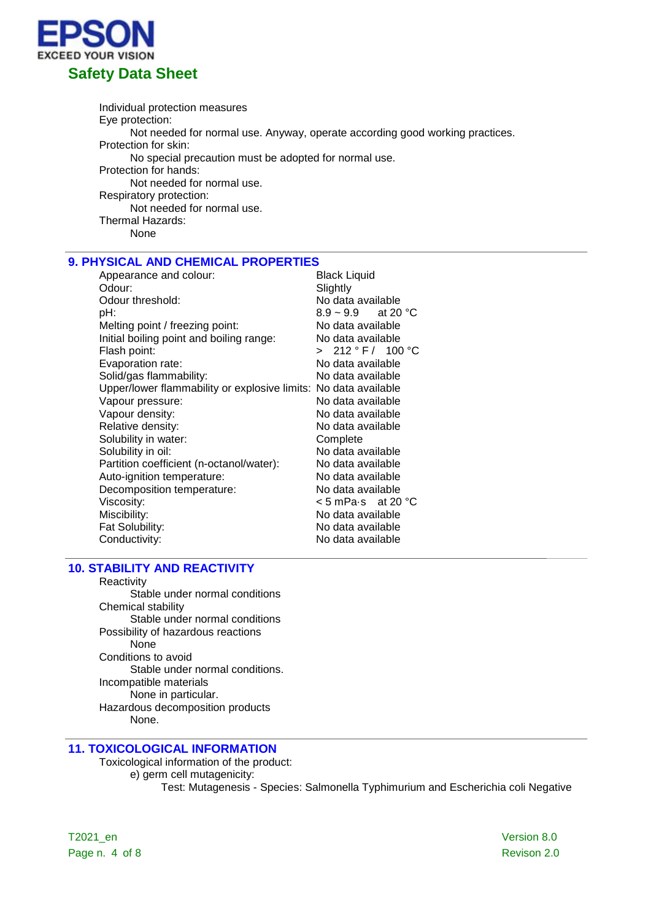Individual protection measures

Eye protection:

Not needed for normal use. Anyway, operate according good working practices.

Protection for skin:

No special precaution must be adopted for normal use.

Protection for hands:

Not needed for normal use.

Respiratory protection:

Not needed for normal use.

Thermal Hazards:

None

## 9. PHYSICAL AND CHEMICAL PROPERTIES

| | |
|---|---|
| Appearance and colour: | Black Liquid |
| Odour: | Slightly |
| Odour threshold: | No data available |
| pH: | 8.9 ~ 9.9 at 20 °C |
| Melting point / freezing point: | No data available |
| Initial boiling point and boiling range: | No data available |
| Flash point: | > 212 ° F / 100 °C |
| Evaporation rate: | No data available |
| Solid/gas flammability: | No data available |
| Upper/lower flammability or explosive limits: | No data available |
| Vapour pressure: | No data available |
| Vapour density: | No data available |
| Relative density: | No data available |
| Solubility in water: | Complete |
| Solubility in oil: | No data available |
| Partition coefficient (n-octanol/water): | No data available |
| Auto-ignition temperature: | No data available |
| Decomposition temperature: | No data available |
| Viscosity: | < 5 mPa·s at 20 °C |
| Miscibility: | No data available |
| Fat Solubility: | No data available |
| Conductivity: | No data available |

## 10. STABILITY AND REACTIVITY

Reactivity

Stable under normal conditions

Chemical stability

Stable under normal conditions

Possibility of hazardous reactions

None

Conditions to avoid

Stable under normal conditions.

Incompatible materials

None in particular.

Hazardous decomposition products

None.

## 11. TOXICOLOGICAL INFORMATION

Toxicological information of the product:

e) germ cell mutagenicity:

Test: Mutagenesis - Species: Salmonella Typhimurium and Escherichia coli Negative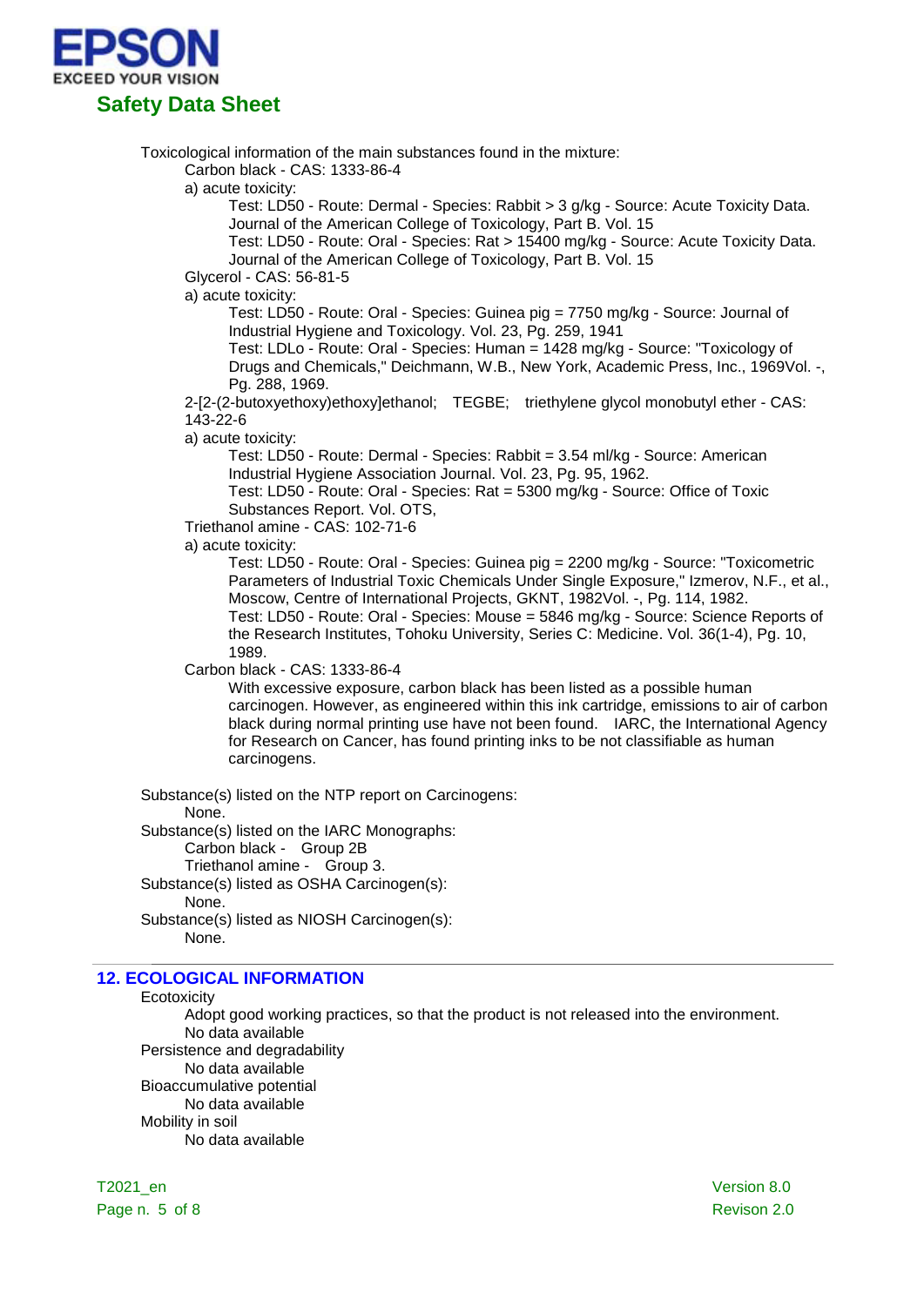Toxicological information of the main substances found in the mixture:

Carbon black - CAS: 1333-86-4

a) acute toxicity:

Test: LD50 - Route: Dermal - Species: Rabbit > 3 g/kg - Source: Acute Toxicity Data. Journal of the American College of Toxicology, Part B. Vol. 15

Test: LD50 - Route: Oral - Species: Rat > 15400 mg/kg - Source: Acute Toxicity Data. Journal of the American College of Toxicology, Part B. Vol. 15

Glycerol - CAS: 56-81-5

a) acute toxicity:

Test: LD50 - Route: Oral - Species: Guinea pig = 7750 mg/kg - Source: Journal of Industrial Hygiene and Toxicology. Vol. 23, Pg. 259, 1941

Test: LDLo - Route: Oral - Species: Human = 1428 mg/kg - Source: "Toxicology of Drugs and Chemicals," Deichmann, W.B., New York, Academic Press, Inc., 1969Vol. -, Pg. 288, 1969.

2-[2-(2-butoxyethoxy)ethoxy]ethanol; TEGBE; triethylene glycol monobutyl ether - CAS: 143-22-6

a) acute toxicity:

Test: LD50 - Route: Dermal - Species: Rabbit = 3.54 ml/kg - Source: American Industrial Hygiene Association Journal. Vol. 23, Pg. 95, 1962.

Test: LD50 - Route: Oral - Species: Rat = 5300 mg/kg - Source: Office of Toxic Substances Report. Vol. OTS,

Triethanol amine - CAS: 102-71-6

a) acute toxicity:

Test: LD50 - Route: Oral - Species: Guinea pig = 2200 mg/kg - Source: "Toxicometric Parameters of Industrial Toxic Chemicals Under Single Exposure," Izmerov, N.F., et al., Moscow, Centre of International Projects, GKNT, 1982Vol. -, Pg. 114, 1982.

Test: LD50 - Route: Oral - Species: Mouse = 5846 mg/kg - Source: Science Reports of the Research Institutes, Tohoku University, Series C: Medicine. Vol. 36(1-4), Pg. 10, 1989.

Carbon black - CAS: 1333-86-4

With excessive exposure, carbon black has been listed as a possible human carcinogen. However, as engineered within this ink cartridge, emissions to air of carbon black during normal printing use have not been found. IARC, the International Agency for Research on Cancer, has found printing inks to be not classifiable as human carcinogens.

Substance(s) listed on the NTP report on Carcinogens:

None.

Substance(s) listed on the IARC Monographs:

Carbon black - Group 2B

Triethanol amine - Group 3.

Substance(s) listed as OSHA Carcinogen(s):

None.

Substance(s) listed as NIOSH Carcinogen(s):

None.

## 12. ECOLOGICAL INFORMATION

Ecotoxicity

Adopt good working practices, so that the product is not released into the environment.

No data available

Persistence and degradability

No data available

Bioaccumulative potential

No data available

Mobility in soil

No data available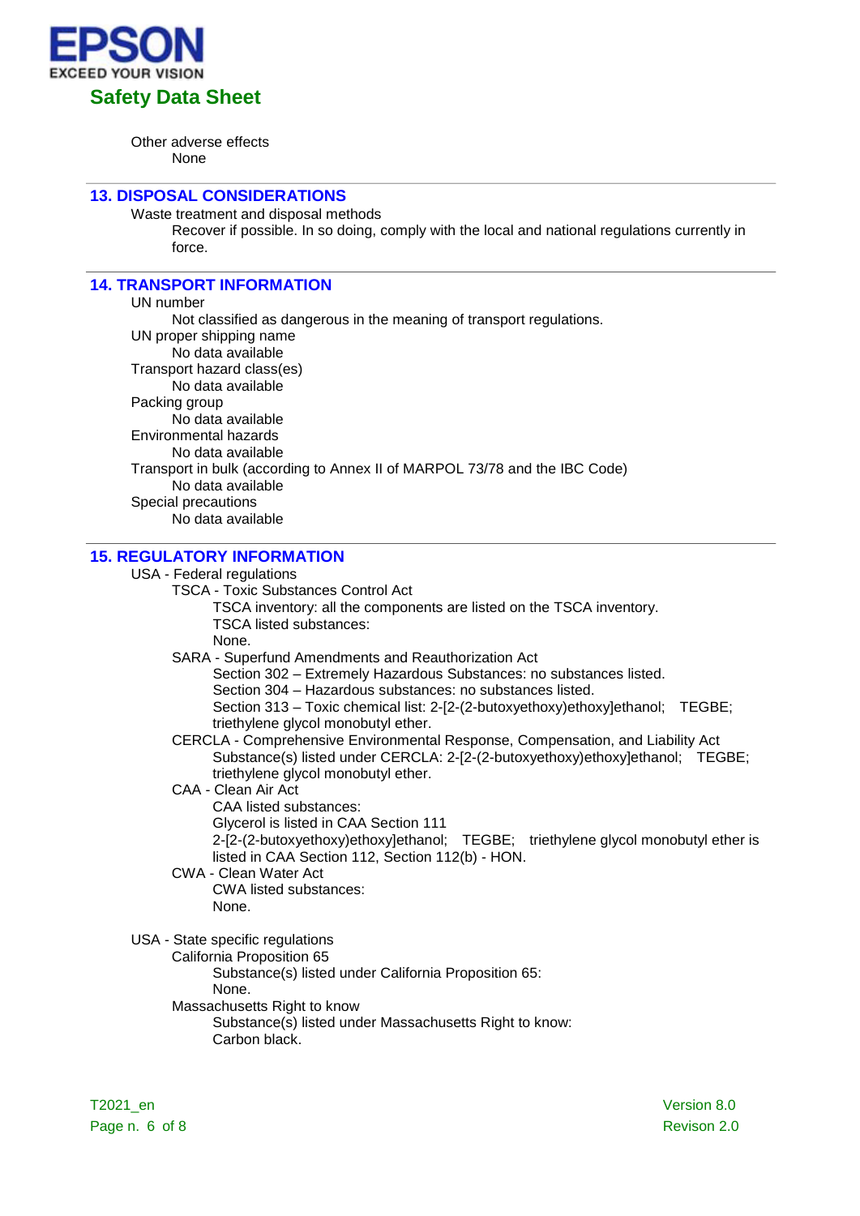Other adverse effects

None

## 13. DISPOSAL CONSIDERATIONS

Waste treatment and disposal methods

Recover if possible. In so doing, comply with the local and national regulations currently in force.

## 14. TRANSPORT INFORMATION

UN number

Not classified as dangerous in the meaning of transport regulations.

UN proper shipping name

No data available

Transport hazard class(es)

No data available

Packing group

No data available

Environmental hazards

No data available

Transport in bulk (according to Annex II of MARPOL 73/78 and the IBC Code)

No data available

Special precautions

No data available

## 15. REGULATORY INFORMATION

USA - Federal regulations

TSCA - Toxic Substances Control Act

TSCA inventory: all the components are listed on the TSCA inventory.

TSCA listed substances:

None.

SARA - Superfund Amendments and Reauthorization Act

Section 302 – Extremely Hazardous Substances: no substances listed.

Section 304 – Hazardous substances: no substances listed.

Section 313 – Toxic chemical list: 2-[2-(2-butoxyethoxy)ethoxy]ethanol; TEGBE; triethylene glycol monobutyl ether.

CERCLA - Comprehensive Environmental Response, Compensation, and Liability Act

Substance(s) listed under CERCLA: 2-[2-(2-butoxyethoxy)ethoxy]ethanol; TEGBE; triethylene glycol monobutyl ether.

CAA - Clean Air Act

CAA listed substances:

Glycerol is listed in CAA Section 111

2-[2-(2-butoxyethoxy)ethoxy]ethanol; TEGBE; triethylene glycol monobutyl ether is listed in CAA Section 112, Section 112(b) - HON.

CWA - Clean Water Act

CWA listed substances:

None.

USA - State specific regulations

California Proposition 65

Substance(s) listed under California Proposition 65:

None.

Massachusetts Right to know

Substance(s) listed under Massachusetts Right to know:

Carbon black.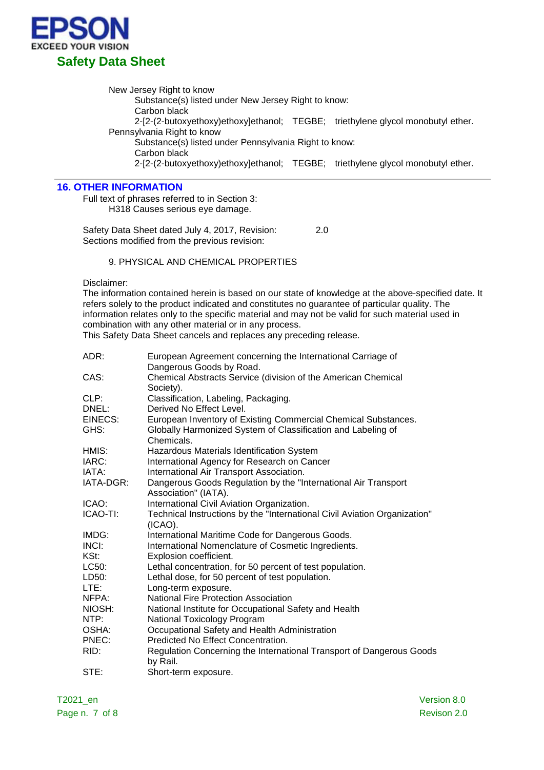New Jersey Right to know

Substance(s) listed under New Jersey Right to know:

Carbon black

2-[2-(2-butoxyethoxy)ethoxy]ethanol; TEGBE; triethylene glycol monobutyl ether.

Pennsylvania Right to know

Substance(s) listed under Pennsylvania Right to know:

Carbon black

2-[2-(2-butoxyethoxy)ethoxy]ethanol; TEGBE; triethylene glycol monobutyl ether.

## 16. OTHER INFORMATION

Full text of phrases referred to in Section 3:

H318 Causes serious eye damage.

Safety Data Sheet dated July 4, 2017, Revision: 2.0

Sections modified from the previous revision:

9. PHYSICAL AND CHEMICAL PROPERTIES

Disclaimer:

The information contained herein is based on our state of knowledge at the above-specified date. It refers solely to the product indicated and constitutes no guarantee of particular quality. The information relates only to the specific material and may not be valid for such material used in combination with any other material or in any process.

This Safety Data Sheet cancels and replaces any preceding release.

| | |
|---|---|
| ADR: | European Agreement concerning the International Carriage of Dangerous Goods by Road. |
| CAS: | Chemical Abstracts Service (division of the American Chemical Society). |
| CLP: | Classification, Labeling, Packaging. |
| DNEL: | Derived No Effect Level. |
| EINECS: | European Inventory of Existing Commercial Chemical Substances. |
| GHS: | Globally Harmonized System of Classification and Labeling of Chemicals. |
| HMIS: | Hazardous Materials Identification System |
| IARC: | International Agency for Research on Cancer |
| IATA: | International Air Transport Association. |
| IATA-DGR: | Dangerous Goods Regulation by the "International Air Transport Association" (IATA). |
| ICAO: | International Civil Aviation Organization. |
| ICAO-TI: | Technical Instructions by the "International Civil Aviation Organization" (ICAO). |
| IMDG: | International Maritime Code for Dangerous Goods. |
| INCI: | International Nomenclature of Cosmetic Ingredients. |
| KSt: | Explosion coefficient. |
| LC50: | Lethal concentration, for 50 percent of test population. |
| LD50: | Lethal dose, for 50 percent of test population. |
| LTE: | Long-term exposure. |
| NFPA: | National Fire Protection Association |
| NIOSH: | National Institute for Occupational Safety and Health |
| NTP: | National Toxicology Program |
| OSHA: | Occupational Safety and Health Administration |
| PNEC: | Predicted No Effect Concentration. |
| RID: | Regulation Concerning the International Transport of Dangerous Goods by Rail. |
| STE: | Short-term exposure. |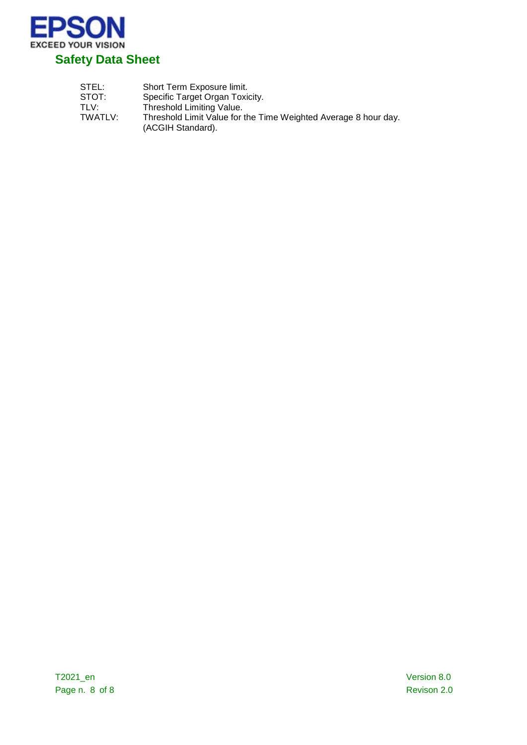| | |
|---|---|
| STEL: | Short Term Exposure limit. |
| STOT: | Specific Target Organ Toxicity. |
| TLV: | Threshold Limiting Value. |
| TWATLV: | Threshold Limit Value for the Time Weighted Average 8 hour day. (ACGIH Standard). |